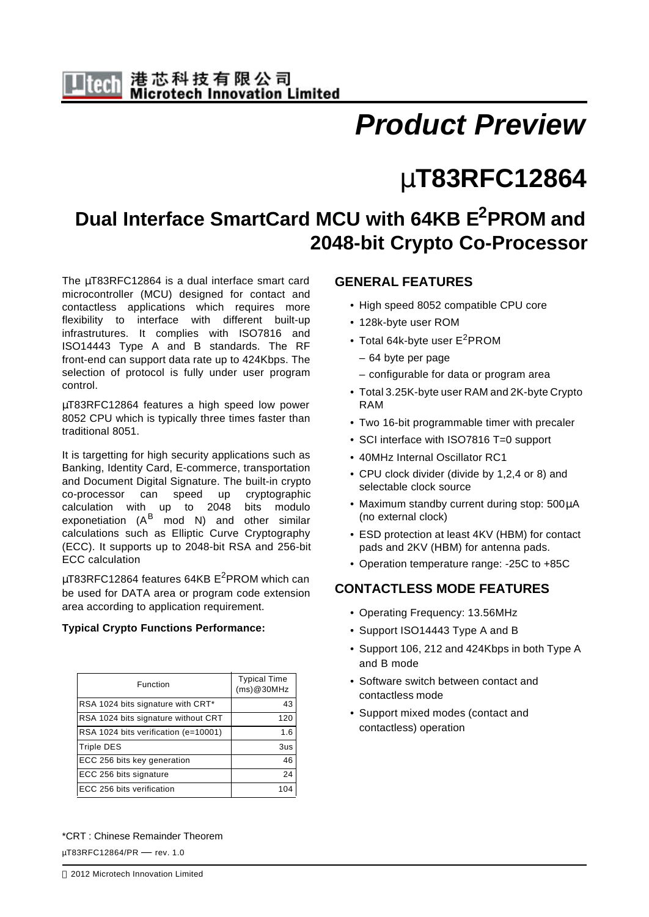港芯科技有限公司
Microtech Innovation Limited

# *Product Preview*

# µT83RFC12864

## Dual Interface SmartCard MCU with 64KB $E^2$PROM and 2048-bit Crypto Co-Processor

The µT83RFC12864 is a dual interface smart card microcontroller (MCU) designed for contact and contactless applications which requires more flexibility to interface with different built-up infrastrutures. It complies with ISO7816 and ISO14443 Type A and B standards. The RF front-end can support data rate up to 424Kbps. The selection of protocol is fully under user program control.

µT83RFC12864 features a high speed low power 8052 CPU which is typically three times faster than traditional 8051.

It is targetting for high security applications such as Banking, Identity Card, E-commerce, transportation and Document Digital Signature. The built-in crypto co-processor can speed up cryptographic calculation with up to 2048 bits modulo exponetiation ($A^B$ mod N) and other similar calculations such as Elliptic Curve Cryptography (ECC). It supports up to 2048-bit RSA and 256-bit ECC calculation

µT83RFC12864 features 64KB $E^2$PROM which can be used for DATA area or program code extension area according to application requirement.

**Typical Crypto Functions Performance:**

| Function | Typical Time (ms)@30MHz |
|---|---|
| RSA 1024 bits signature with CRT* | 43 |
| RSA 1024 bits signature without CRT | 120 |
| RSA 1024 bits verification (e=10001) | 1.6 |
| Triple DES | 3us |
| ECC 256 bits key generation | 46 |
| ECC 256 bits signature | 24 |
| ECC 256 bits verification | 104 |

*CRT : Chinese Remainder Theorem

### GENERAL FEATURES

- High speed 8052 compatible CPU core
- 128k-byte user ROM
- Total 64k-byte user $E^2$PROM
  - 64 byte per page
  - configurable for data or program area
- Total 3.25K-byte user RAM and 2K-byte Crypto RAM
- Two 16-bit programmable timer with precaler
- SCI interface with ISO7816 T=0 support
- 40MHz Internal Oscillator RC1
- CPU clock divider (divide by 1,2,4 or 8) and selectable clock source
- Maximum standby current during stop: 500µA (no external clock)
- ESD protection at least 4KV (HBM) for contact pads and 2KV (HBM) for antenna pads.
- Operation temperature range: -25C to +85C

### CONTACTLESS MODE FEATURES

- Operating Frequency: 13.56MHz
- Support ISO14443 Type A and B
- Support 106, 212 and 424Kbps in both Type A and B mode
- Software switch between contact and contactless mode
- Support mixed modes (contact and contactless) operation

µT83RFC12864/PR — rev. 1.0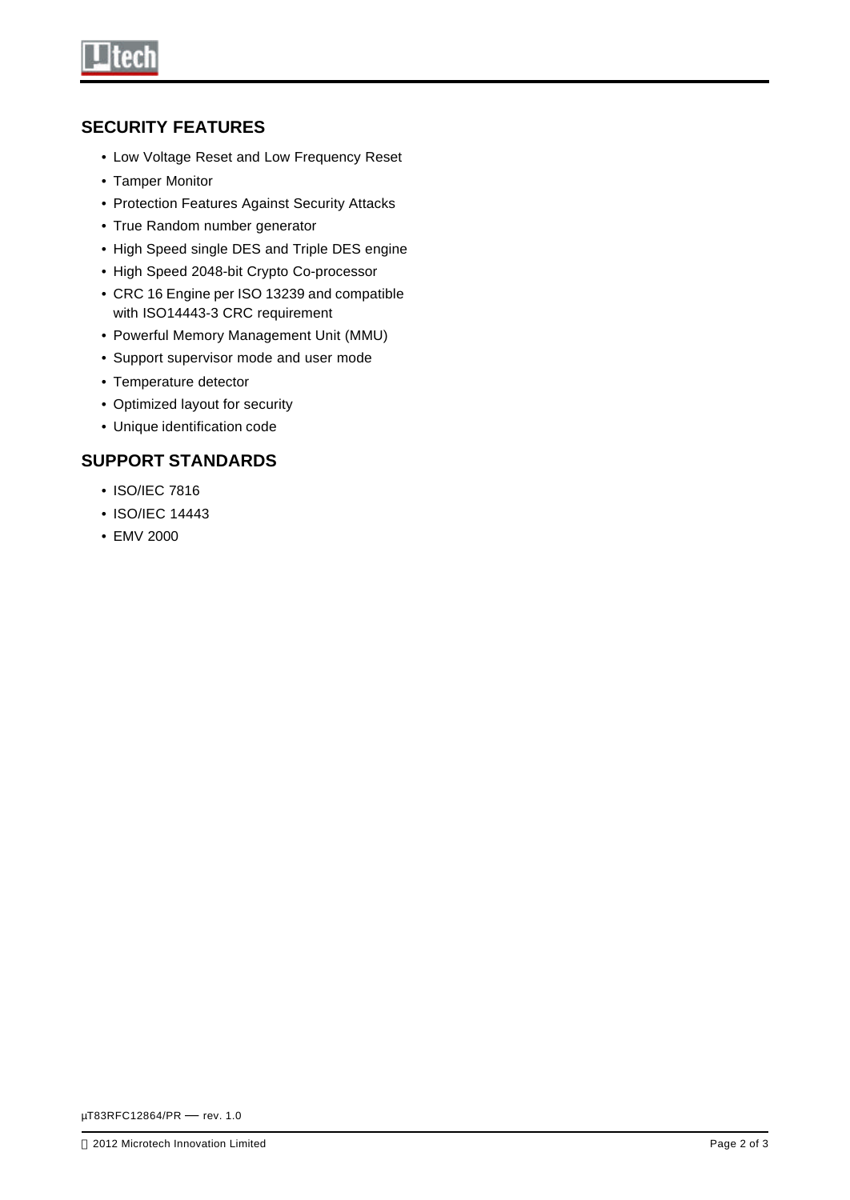## SECURITY FEATURES

- Low Voltage Reset and Low Frequency Reset
- Tamper Monitor
- Protection Features Against Security Attacks
- True Random number generator
- High Speed single DES and Triple DES engine
- High Speed 2048-bit Crypto Co-processor
- CRC 16 Engine per ISO 13239 and compatible with ISO14443-3 CRC requirement
- Powerful Memory Management Unit (MMU)
- Support supervisor mode and user mode
- Temperature detector
- Optimized layout for security
- Unique identification code

## SUPPORT STANDARDS

- ISO/IEC 7816
- ISO/IEC 14443
- EMV 2000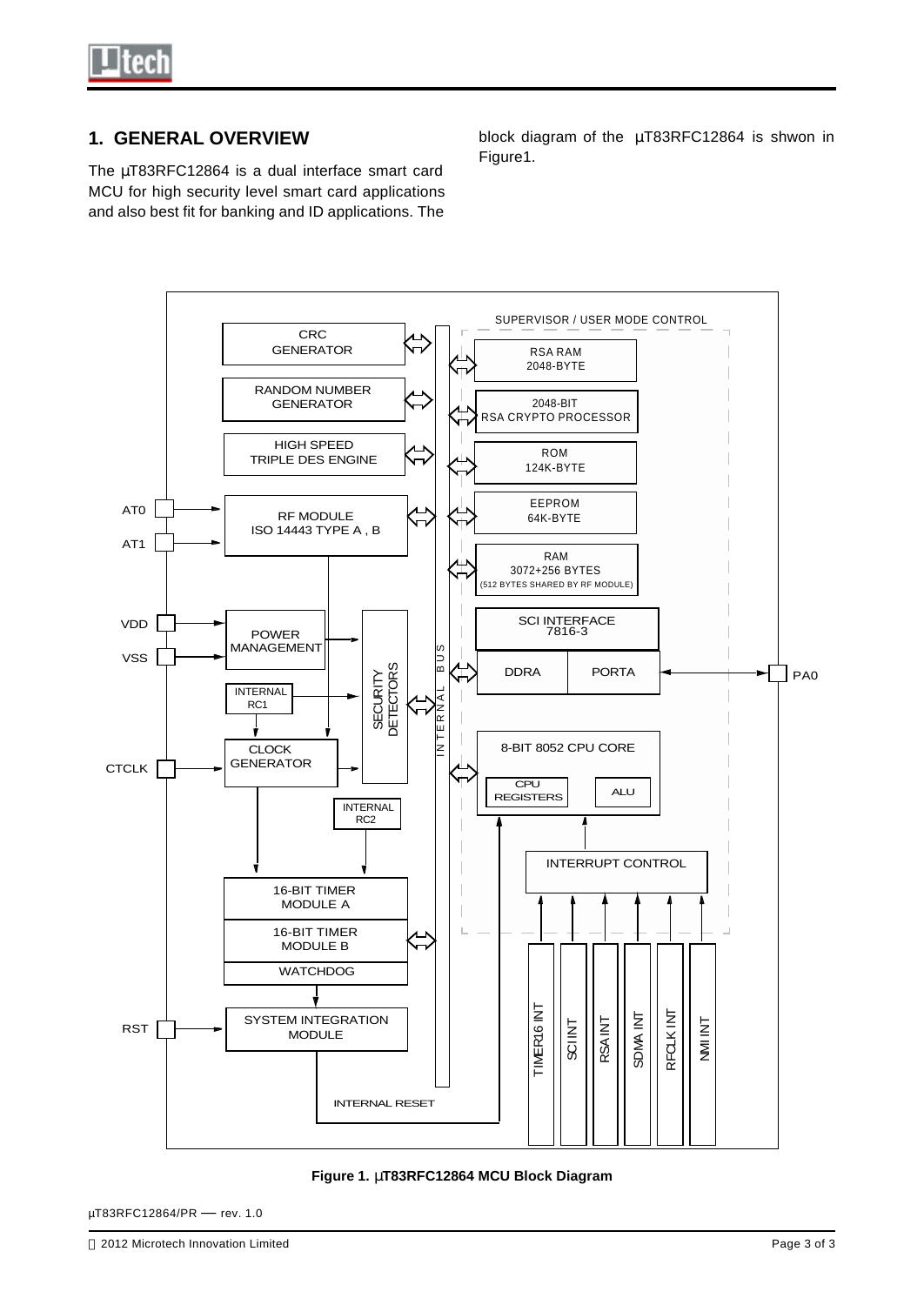## 1. GENERAL OVERVIEW

The µT83RFC12864 is a dual interface smart card MCU for high security level smart card applications and also best fit for banking and ID applications. The block diagram of the µT83RFC12864 is shwon in Figure1.

SUPERVISOR / USER MODE CONTROL

CRC GENERATOR

RANDOM NUMBER GENERATOR

HIGH SPEED TRIPLE DES ENGINE

AT0

AT1

RF MODULE ISO 14443 TYPE A , B

VDD

VSS

POWER MANAGEMENT

INTERNAL RC1

SECURITY DETECTORS

CTCLK

CLOCK GENERATOR

INTERNAL RC2

16-BIT TIMER MODULE A

16-BIT TIMER MODULE B

WATCHDOG

RST

SYSTEM INTEGRATION MODULE

INTERNAL RESET

INTERNAL BUS

RSA RAM 2048-BYTE

2048-BIT RSA CRYPTO PROCESSOR

ROM 124K-BYTE

EEPROM 64K-BYTE

RAM 3072+256 BYTES (512 BYTES SHARED BY RF MODULE)

SCI INTERFACE 7816-3

DDRA

PORTA

PA0

8-BIT 8052 CPU CORE

CPU REGISTERS

ALU

INTERRUPT CONTROL

TIMER16 INT

SCI INT

RSA INT

SDMA INT

RFCLK INT

NMI INT

**Figure 1. µT83RFC12864 MCU Block Diagram**

µT83RFC12864/PR — rev. 1.0